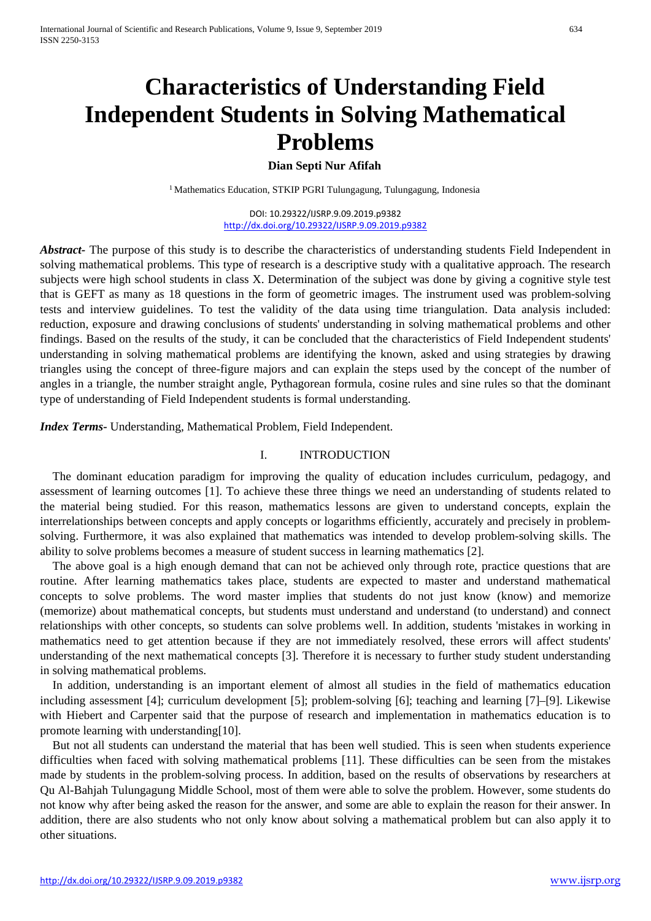# Characteristics of Understanding Field Independent Students in Solving Mathematical Problems

**Dian Septi Nur Afifah**

[1] Mathematics Education, STKIP PGRI Tulungagung, Tulungagung, Indonesia

DOI: 10.29322/IJSRP.9.09.2019.p9382
http://dx.doi.org/10.29322/IJSRP.9.09.2019.p9382

***Abstract-*** The purpose of this study is to describe the characteristics of understanding students Field Independent in solving mathematical problems. This type of research is a descriptive study with a qualitative approach. The research subjects were high school students in class X. Determination of the subject was done by giving a cognitive style test that is GEFT as many as 18 questions in the form of geometric images. The instrument used was problem-solving tests and interview guidelines. To test the validity of the data using time triangulation. Data analysis included: reduction, exposure and drawing conclusions of students' understanding in solving mathematical problems and other findings. Based on the results of the study, it can be concluded that the characteristics of Field Independent students' understanding in solving mathematical problems are identifying the known, asked and using strategies by drawing triangles using the concept of three-figure majors and can explain the steps used by the concept of the number of angles in a triangle, the number straight angle, Pythagorean formula, cosine rules and sine rules so that the dominant type of understanding of Field Independent students is formal understanding.

***Index Terms-*** Understanding, Mathematical Problem, Field Independent.

## I. INTRODUCTION

The dominant education paradigm for improving the quality of education includes curriculum, pedagogy, and assessment of learning outcomes [1]. To achieve these three things we need an understanding of students related to the material being studied. For this reason, mathematics lessons are given to understand concepts, explain the interrelationships between concepts and apply concepts or logarithms efficiently, accurately and precisely in problem-solving. Furthermore, it was also explained that mathematics was intended to develop problem-solving skills. The ability to solve problems becomes a measure of student success in learning mathematics [2].

The above goal is a high enough demand that can not be achieved only through rote, practice questions that are routine. After learning mathematics takes place, students are expected to master and understand mathematical concepts to solve problems. The word master implies that students do not just know (know) and memorize (memorize) about mathematical concepts, but students must understand and understand (to understand) and connect relationships with other concepts, so students can solve problems well. In addition, students 'mistakes in working in mathematics need to get attention because if they are not immediately resolved, these errors will affect students' understanding of the next mathematical concepts [3]. Therefore it is necessary to further study student understanding in solving mathematical problems.

In addition, understanding is an important element of almost all studies in the field of mathematics education including assessment [4]; curriculum development [5]; problem-solving [6]; teaching and learning [7]–[9]. Likewise with Hiebert and Carpenter said that the purpose of research and implementation in mathematics education is to promote learning with understanding[10].

But not all students can understand the material that has been well studied. This is seen when students experience difficulties when faced with solving mathematical problems [11]. These difficulties can be seen from the mistakes made by students in the problem-solving process. In addition, based on the results of observations by researchers at Qu Al-Bahjah Tulungagung Middle School, most of them were able to solve the problem. However, some students do not know why after being asked the reason for the answer, and some are able to explain the reason for their answer. In addition, there are also students who not only know about solving a mathematical problem but can also apply it to other situations.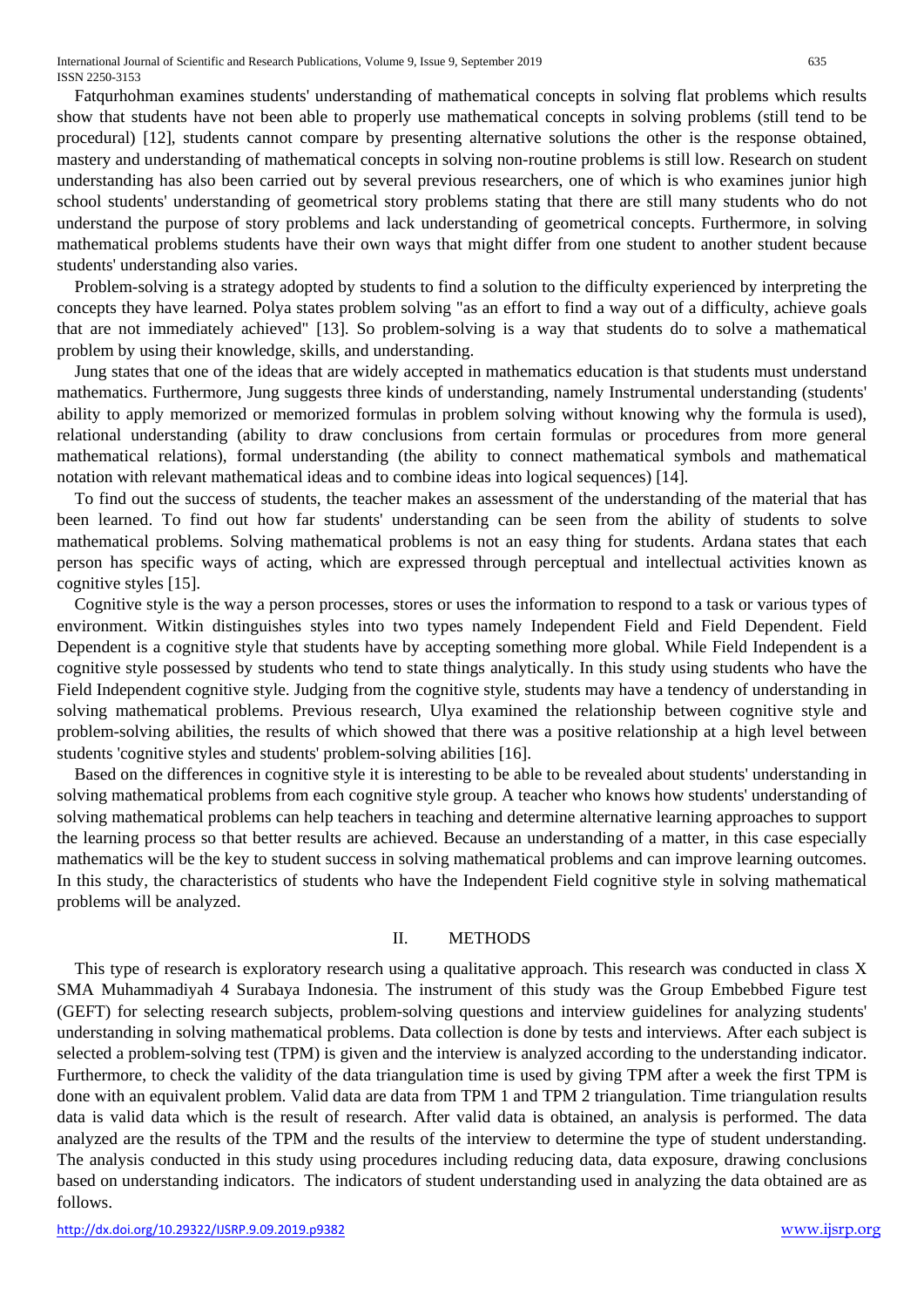Fatqurhohman examines students' understanding of mathematical concepts in solving flat problems which results show that students have not been able to properly use mathematical concepts in solving problems (still tend to be procedural) [12], students cannot compare by presenting alternative solutions the other is the response obtained, mastery and understanding of mathematical concepts in solving non-routine problems is still low. Research on student understanding has also been carried out by several previous researchers, one of which is who examines junior high school students' understanding of geometrical story problems stating that there are still many students who do not understand the purpose of story problems and lack understanding of geometrical concepts. Furthermore, in solving mathematical problems students have their own ways that might differ from one student to another student because students' understanding also varies.

Problem-solving is a strategy adopted by students to find a solution to the difficulty experienced by interpreting the concepts they have learned. Polya states problem solving "as an effort to find a way out of a difficulty, achieve goals that are not immediately achieved" [13]. So problem-solving is a way that students do to solve a mathematical problem by using their knowledge, skills, and understanding.

Jung states that one of the ideas that are widely accepted in mathematics education is that students must understand mathematics. Furthermore, Jung suggests three kinds of understanding, namely Instrumental understanding (students' ability to apply memorized or memorized formulas in problem solving without knowing why the formula is used), relational understanding (ability to draw conclusions from certain formulas or procedures from more general mathematical relations), formal understanding (the ability to connect mathematical symbols and mathematical notation with relevant mathematical ideas and to combine ideas into logical sequences) [14].

To find out the success of students, the teacher makes an assessment of the understanding of the material that has been learned. To find out how far students' understanding can be seen from the ability of students to solve mathematical problems. Solving mathematical problems is not an easy thing for students. Ardana states that each person has specific ways of acting, which are expressed through perceptual and intellectual activities known as cognitive styles [15].

Cognitive style is the way a person processes, stores or uses the information to respond to a task or various types of environment. Witkin distinguishes styles into two types namely Independent Field and Field Dependent. Field Dependent is a cognitive style that students have by accepting something more global. While Field Independent is a cognitive style possessed by students who tend to state things analytically. In this study using students who have the Field Independent cognitive style. Judging from the cognitive style, students may have a tendency of understanding in solving mathematical problems. Previous research, Ulya examined the relationship between cognitive style and problem-solving abilities, the results of which showed that there was a positive relationship at a high level between students 'cognitive styles and students' problem-solving abilities [16].

Based on the differences in cognitive style it is interesting to be able to be revealed about students' understanding in solving mathematical problems from each cognitive style group. A teacher who knows how students' understanding of solving mathematical problems can help teachers in teaching and determine alternative learning approaches to support the learning process so that better results are achieved. Because an understanding of a matter, in this case especially mathematics will be the key to student success in solving mathematical problems and can improve learning outcomes. In this study, the characteristics of students who have the Independent Field cognitive style in solving mathematical problems will be analyzed.

## II. METHODS

This type of research is exploratory research using a qualitative approach. This research was conducted in class X SMA Muhammadiyah 4 Surabaya Indonesia. The instrument of this study was the Group Embebbed Figure test (GEFT) for selecting research subjects, problem-solving questions and interview guidelines for analyzing students' understanding in solving mathematical problems. Data collection is done by tests and interviews. After each subject is selected a problem-solving test (TPM) is given and the interview is analyzed according to the understanding indicator. Furthermore, to check the validity of the data triangulation time is used by giving TPM after a week the first TPM is done with an equivalent problem. Valid data are data from TPM 1 and TPM 2 triangulation. Time triangulation results data is valid data which is the result of research. After valid data is obtained, an analysis is performed. The data analyzed are the results of the TPM and the results of the interview to determine the type of student understanding. The analysis conducted in this study using procedures including reducing data, data exposure, drawing conclusions based on understanding indicators. The indicators of student understanding used in analyzing the data obtained are as follows.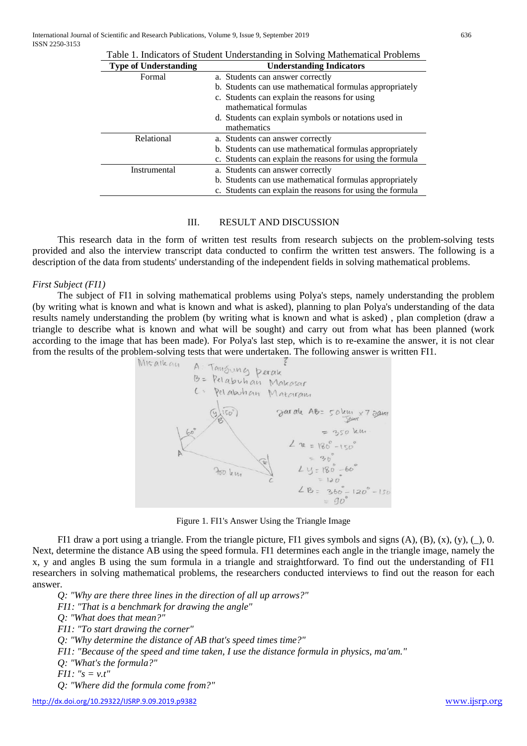Table 1. Indicators of Student Understanding in Solving Mathematical Problems

| Type of Understanding | Understanding Indicators |
| --- | --- |
| Formal | a. Students can answer correctly<br>b. Students can use mathematical formulas appropriately<br>c. Students can explain the reasons for using mathematical formulas<br>d. Students can explain symbols or notations used in mathematics |
| Relational | a. Students can answer correctly<br>b. Students can use mathematical formulas appropriately<br>c. Students can explain the reasons for using the formula |
| Instrumental | a. Students can answer correctly<br>b. Students can use mathematical formulas appropriately<br>c. Students can explain the reasons for using the formula |

## III. RESULT AND DISCUSSION

This research data in the form of written test results from research subjects on the problem-solving tests provided and also the interview transcript data conducted to confirm the written test answers. The following is a description of the data from students' understanding of the independent fields in solving mathematical problems.

*First Subject (FI1)*

The subject of FI1 in solving mathematical problems using Polya's steps, namely understanding the problem (by writing what is known and what is known and what is asked), planning to plan Polya's understanding of the data results namely understanding the problem (by writing what is known and what is asked) , plan completion (draw a triangle to describe what is known and what will be sought) and carry out from what has been planned (work according to the image that has been made). For Polya's last step, which is to re-examine the answer, it is not clear from the results of the problem-solving tests that were undertaken. The following answer is written FI1.

Figure 1. FI1's Answer Using the Triangle Image

FI1 draw a port using a triangle. From the triangle picture, FI1 gives symbols and signs (A), (B), (x), (y), (_), 0. Next, determine the distance AB using the speed formula. FI1 determines each angle in the triangle image, namely the x, y and angles B using the sum formula in a triangle and straightforward. To find out the understanding of FI1 researchers in solving mathematical problems, the researchers conducted interviews to find out the reason for each answer.

*Q: "Why are there three lines in the direction of all up arrows?"*
*FI1: "That is a benchmark for drawing the angle"*
*Q: "What does that mean?"*
*FI1: "To start drawing the corner"*
*Q: "Why determine the distance of AB that's speed times time?"*
*FI1: "Because of the speed and time taken, I use the distance formula in physics, ma'am."*
*Q: "What's the formula?"*
*FI1: "s = v.t"*
*Q: "Where did the formula come from?"*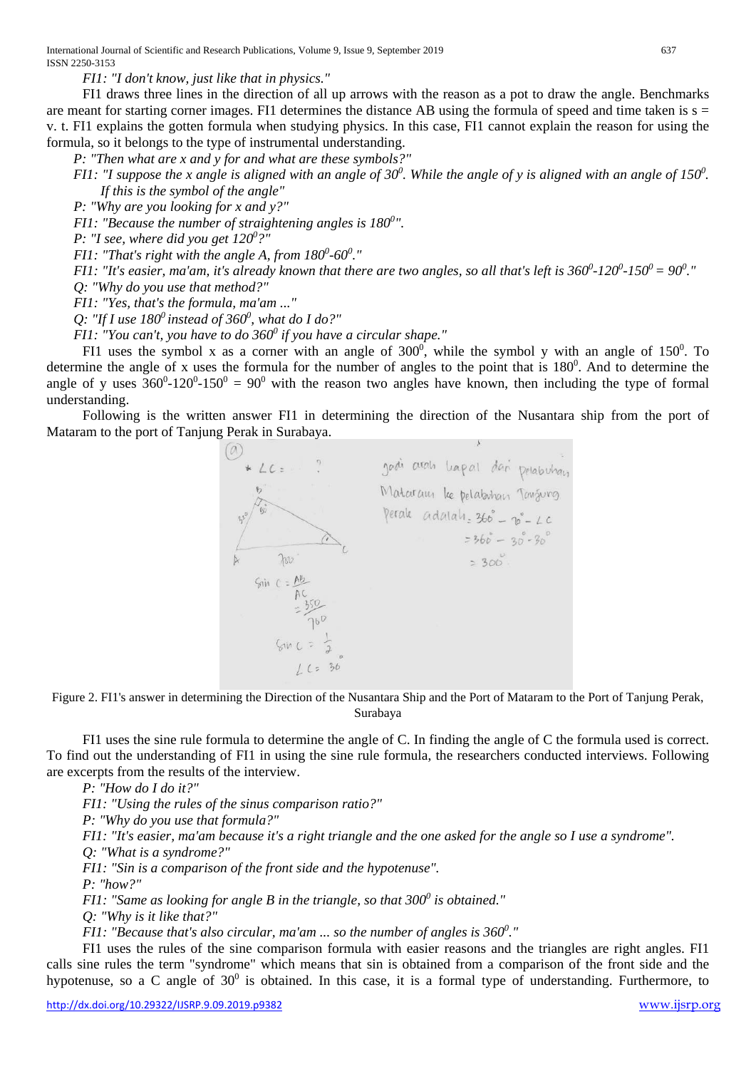*FI1: "I don't know, just like that in physics."*

FI1 draws three lines in the direction of all up arrows with the reason as a pot to draw the angle. Benchmarks are meant for starting corner images. FI1 determines the distance AB using the formula of speed and time taken is s = v. t. FI1 explains the gotten formula when studying physics. In this case, FI1 cannot explain the reason for using the formula, so it belongs to the type of instrumental understanding.

*P: "Then what are x and y for and what are these symbols?"*

*FI1: "I suppose the x angle is aligned with an angle of $30^0$. While the angle of y is aligned with an angle of $150^0$. If this is the symbol of the angle"*

*P: "Why are you looking for x and y?"*

*FI1: "Because the number of straightening angles is $180^0$".*

*P: "I see, where did you get $120^0$?"*

*FI1: "That's right with the angle A, from $180^0$-$60^0$."*

*FI1: "It's easier, ma'am, it's already known that there are two angles, so all that's left is $360^0$-$120^0$-$150^0$ = $90^0$."*

*Q: "Why do you use that method?"*

*FI1: "Yes, that's the formula, ma'am ..."*

*Q: "If I use $180^0$ instead of $360^0$, what do I do?"*

*FI1: "You can't, you have to do $360^0$ if you have a circular shape."*

FI1 uses the symbol x as a corner with an angle of $300^0$, while the symbol y with an angle of $150^0$. To determine the angle of x uses the formula for the number of angles to the point that is $180^0$. And to determine the angle of y uses $360^0$-$120^0$-$150^0$ = $90^0$ with the reason two angles have known, then including the type of formal understanding.

Following is the written answer FI1 in determining the direction of the Nusantara ship from the port of Mataram to the port of Tanjung Perak in Surabaya.

Figure 2. FI1's answer in determining the Direction of the Nusantara Ship and the Port of Mataram to the Port of Tanjung Perak, Surabaya

FI1 uses the sine rule formula to determine the angle of C. In finding the angle of C the formula used is correct. To find out the understanding of FI1 in using the sine rule formula, the researchers conducted interviews. Following are excerpts from the results of the interview.

*P: "How do I do it?"*

*FI1: "Using the rules of the sinus comparison ratio?"*

*P: "Why do you use that formula?"*

*FI1: "It's easier, ma'am because it's a right triangle and the one asked for the angle so I use a syndrome".*

*Q: "What is a syndrome?"*

*FI1: "Sin is a comparison of the front side and the hypotenuse".*

*P: "how?"*

*FI1: "Same as looking for angle B in the triangle, so that $300^0$ is obtained."*

*Q: "Why is it like that?"*

*FI1: "Because that's also circular, ma'am ... so the number of angles is $360^0$."*

FI1 uses the rules of the sine comparison formula with easier reasons and the triangles are right angles. FI1 calls sine rules the term "syndrome" which means that sin is obtained from a comparison of the front side and the hypotenuse, so a C angle of $30^0$ is obtained. In this case, it is a formal type of understanding. Furthermore, to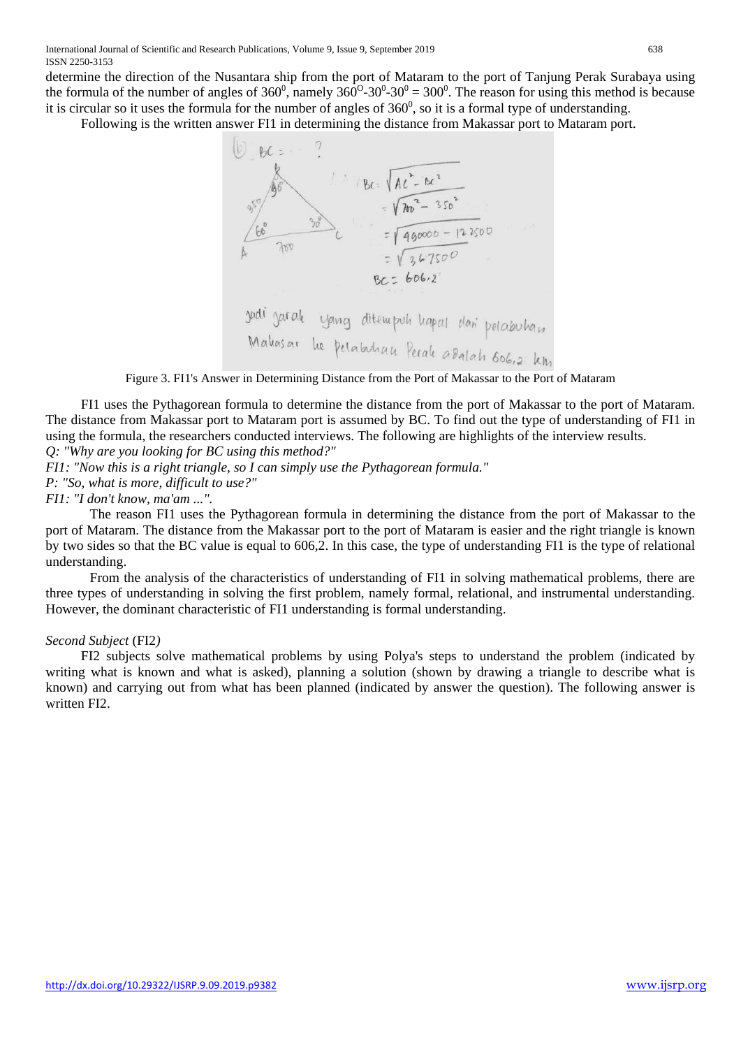determine the direction of the Nusantara ship from the port of Mataram to the port of Tanjung Perak Surabaya using the formula of the number of angles of $360^0$, namely $360^0$-$30^0$-$30^0$ = $300^0$. The reason for using this method is because it is circular so it uses the formula for the number of angles of $360^0$, so it is a formal type of understanding.

Following is the written answer FI1 in determining the distance from Makassar port to Mataram port.

Figure 3. FI1's Answer in Determining Distance from the Port of Makassar to the Port of Mataram

FI1 uses the Pythagorean formula to determine the distance from the port of Makassar to the port of Mataram. The distance from Makassar port to Mataram port is assumed by BC. To find out the type of understanding of FI1 in using the formula, the researchers conducted interviews. The following are highlights of the interview results.

*Q: "Why are you looking for BC using this method?"*

*FI1: "Now this is a right triangle, so I can simply use the Pythagorean formula."*

*P: "So, what is more, difficult to use?"*

*FI1: "I don't know, ma'am ...".*

The reason FI1 uses the Pythagorean formula in determining the distance from the port of Makassar to the port of Mataram. The distance from the Makassar port to the port of Mataram is easier and the right triangle is known by two sides so that the BC value is equal to 606,2. In this case, the type of understanding FI1 is the type of relational understanding.

From the analysis of the characteristics of understanding of FI1 in solving mathematical problems, there are three types of understanding in solving the first problem, namely formal, relational, and instrumental understanding. However, the dominant characteristic of FI1 understanding is formal understanding.

*Second Subject* (FI2*)*

FI2 subjects solve mathematical problems by using Polya's steps to understand the problem (indicated by writing what is known and what is asked), planning a solution (shown by drawing a triangle to describe what is known) and carrying out from what has been planned (indicated by answer the question). The following answer is written FI2.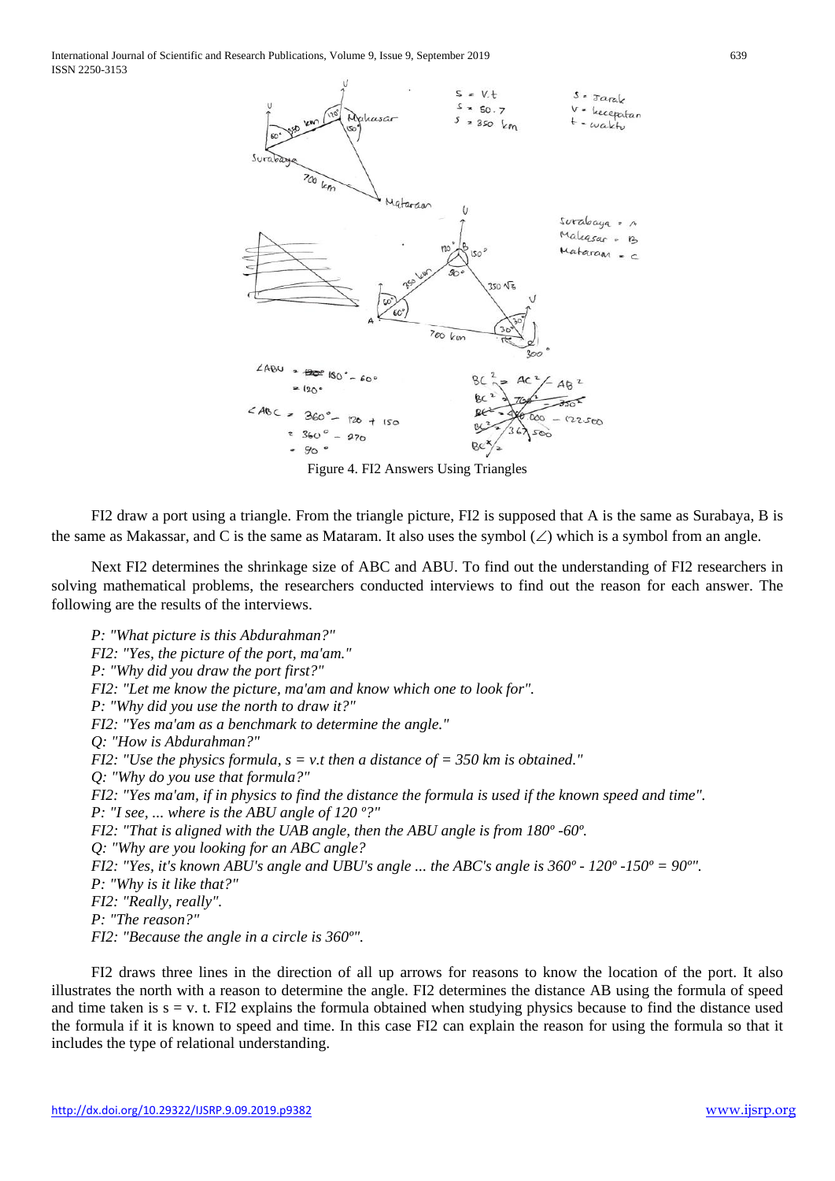Figure 4. FI2 Answers Using Triangles

FI2 draw a port using a triangle. From the triangle picture, FI2 is supposed that A is the same as Surabaya, B is the same as Makassar, and C is the same as Mataram. It also uses the symbol (∠) which is a symbol from an angle.

Next FI2 determines the shrinkage size of ABC and ABU. To find out the understanding of FI2 researchers in solving mathematical problems, the researchers conducted interviews to find out the reason for each answer. The following are the results of the interviews.

*P: "What picture is this Abdurahman?"*
*FI2: "Yes, the picture of the port, ma'am."*
*P: "Why did you draw the port first?"*
*FI2: "Let me know the picture, ma'am and know which one to look for".*
*P: "Why did you use the north to draw it?"*
*FI2: "Yes ma'am as a benchmark to determine the angle."*
*Q: "How is Abdurahman?"*
*FI2: "Use the physics formula, s = v.t then a distance of = 350 km is obtained."*
*Q: "Why do you use that formula?"*
*FI2: "Yes ma'am, if in physics to find the distance the formula is used if the known speed and time".*
*P: "I see, ... where is the ABU angle of 120 º?"*
*FI2: "That is aligned with the UAB angle, then the ABU angle is from 180º -60º.*
*Q: "Why are you looking for an ABC angle?*
*FI2: "Yes, it's known ABU's angle and UBU's angle ... the ABC's angle is 360º - 120º -150º = 90º".*
*P: "Why is it like that?"*
*FI2: "Really, really".*
*P: "The reason?"*
*FI2: "Because the angle in a circle is 360º".*

FI2 draws three lines in the direction of all up arrows for reasons to know the location of the port. It also illustrates the north with a reason to determine the angle. FI2 determines the distance AB using the formula of speed and time taken is s = v. t. FI2 explains the formula obtained when studying physics because to find the distance used the formula if it is known to speed and time. In this case FI2 can explain the reason for using the formula so that it includes the type of relational understanding.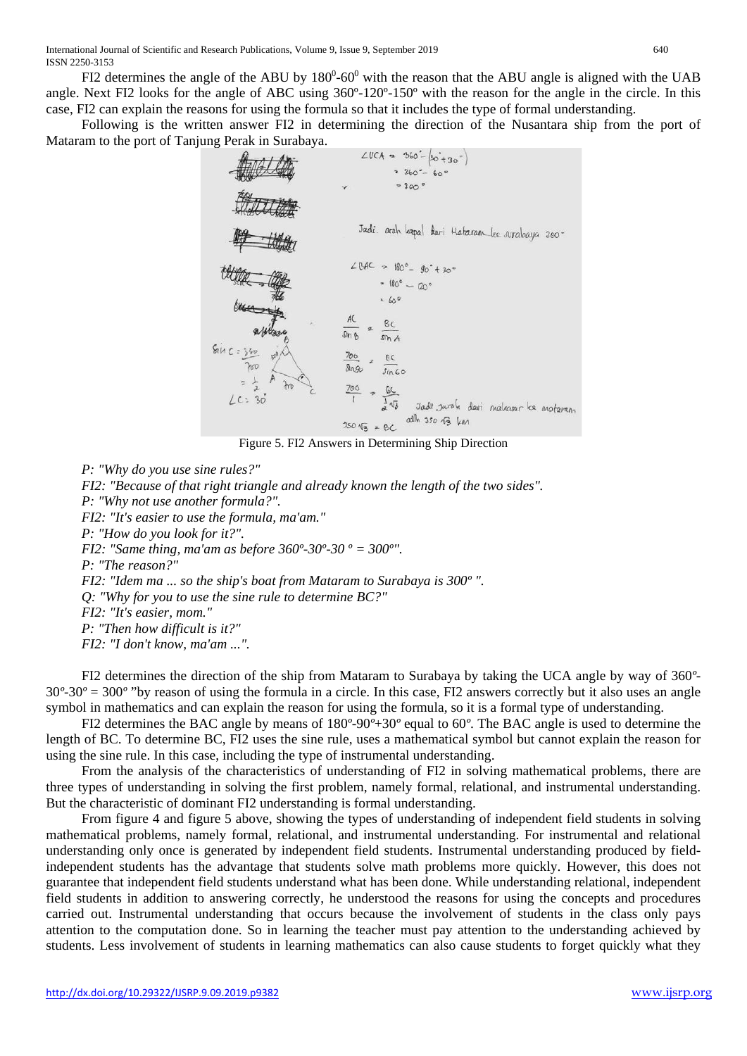FI2 determines the angle of the ABU by $180^0$-$60^0$ with the reason that the ABU angle is aligned with the UAB angle. Next FI2 looks for the angle of ABC using 360º-120º-150º with the reason for the angle in the circle. In this case, FI2 can explain the reasons for using the formula so that it includes the type of formal understanding.

Following is the written answer FI2 in determining the direction of the Nusantara ship from the port of Mataram to the port of Tanjung Perak in Surabaya.

Figure 5. FI2 Answers in Determining Ship Direction

*P: "Why do you use sine rules?"*
*FI2: "Because of that right triangle and already known the length of the two sides".*
*P: "Why not use another formula?".*
*FI2: "It's easier to use the formula, ma'am."*
*P: "How do you look for it?".*
*FI2: "Same thing, ma'am as before 360º-30º-30 º = 300º".*
*P: "The reason?"*
*FI2: "Idem ma ... so the ship's boat from Mataram to Surabaya is 300º ".*
*Q: "Why for you to use the sine rule to determine BC?"*
*FI2: "It's easier, mom."*
*P: "Then how difficult is it?"*
*FI2: "I don't know, ma'am ...".*

FI2 determines the direction of the ship from Mataram to Surabaya by taking the UCA angle by way of 360º-30º-30º = 300º "by reason of using the formula in a circle. In this case, FI2 answers correctly but it also uses an angle symbol in mathematics and can explain the reason for using the formula, so it is a formal type of understanding.

FI2 determines the BAC angle by means of 180º-90º+30º equal to 60º. The BAC angle is used to determine the length of BC. To determine BC, FI2 uses the sine rule, uses a mathematical symbol but cannot explain the reason for using the sine rule. In this case, including the type of instrumental understanding.

From the analysis of the characteristics of understanding of FI2 in solving mathematical problems, there are three types of understanding in solving the first problem, namely formal, relational, and instrumental understanding. But the characteristic of dominant FI2 understanding is formal understanding.

From figure 4 and figure 5 above, showing the types of understanding of independent field students in solving mathematical problems, namely formal, relational, and instrumental understanding. For instrumental and relational understanding only once is generated by independent field students. Instrumental understanding produced by field-independent students has the advantage that students solve math problems more quickly. However, this does not guarantee that independent field students understand what has been done. While understanding relational, independent field students in addition to answering correctly, he understood the reasons for using the concepts and procedures carried out. Instrumental understanding that occurs because the involvement of students in the class only pays attention to the computation done. So in learning the teacher must pay attention to the understanding achieved by students. Less involvement of students in learning mathematics can also cause students to forget quickly what they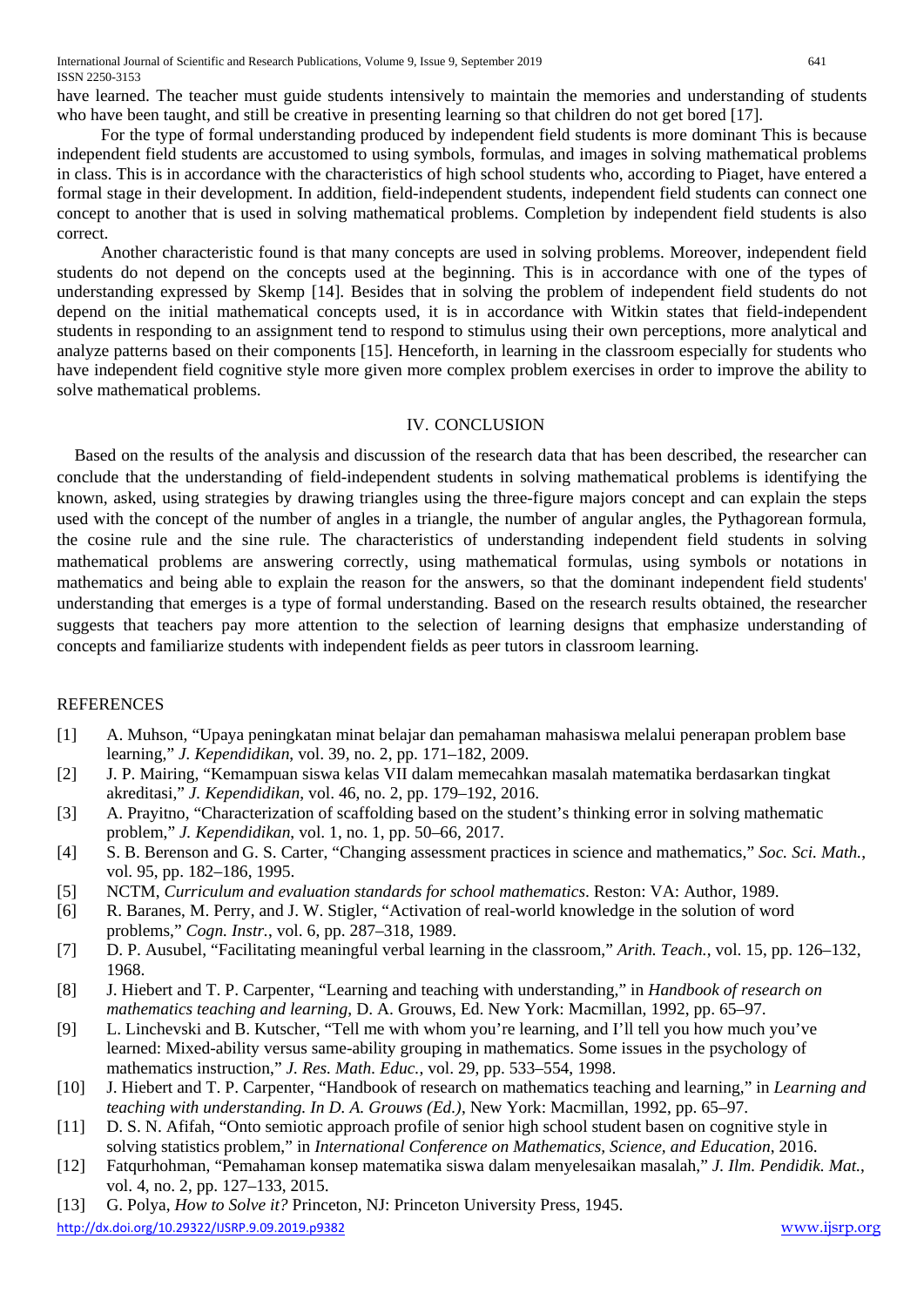have learned. The teacher must guide students intensively to maintain the memories and understanding of students who have been taught, and still be creative in presenting learning so that children do not get bored [17].

For the type of formal understanding produced by independent field students is more dominant This is because independent field students are accustomed to using symbols, formulas, and images in solving mathematical problems in class. This is in accordance with the characteristics of high school students who, according to Piaget, have entered a formal stage in their development. In addition, field-independent students, independent field students can connect one concept to another that is used in solving mathematical problems. Completion by independent field students is also correct.

Another characteristic found is that many concepts are used in solving problems. Moreover, independent field students do not depend on the concepts used at the beginning. This is in accordance with one of the types of understanding expressed by Skemp [14]. Besides that in solving the problem of independent field students do not depend on the initial mathematical concepts used, it is in accordance with Witkin states that field-independent students in responding to an assignment tend to respond to stimulus using their own perceptions, more analytical and analyze patterns based on their components [15]. Henceforth, in learning in the classroom especially for students who have independent field cognitive style more given more complex problem exercises in order to improve the ability to solve mathematical problems.

## IV. CONCLUSION

Based on the results of the analysis and discussion of the research data that has been described, the researcher can conclude that the understanding of field-independent students in solving mathematical problems is identifying the known, asked, using strategies by drawing triangles using the three-figure majors concept and can explain the steps used with the concept of the number of angles in a triangle, the number of angular angles, the Pythagorean formula, the cosine rule and the sine rule. The characteristics of understanding independent field students in solving mathematical problems are answering correctly, using mathematical formulas, using symbols or notations in mathematics and being able to explain the reason for the answers, so that the dominant independent field students' understanding that emerges is a type of formal understanding. Based on the research results obtained, the researcher suggests that teachers pay more attention to the selection of learning designs that emphasize understanding of concepts and familiarize students with independent fields as peer tutors in classroom learning.

## REFERENCES

[1] A. Muhson, "Upaya peningkatan minat belajar dan pemahaman mahasiswa melalui penerapan problem base learning," *J. Kependidikan*, vol. 39, no. 2, pp. 171–182, 2009.

[2] J. P. Mairing, "Kemampuan siswa kelas VII dalam memecahkan masalah matematika berdasarkan tingkat akreditasi," *J. Kependidikan*, vol. 46, no. 2, pp. 179–192, 2016.

[3] A. Prayitno, "Characterization of scaffolding based on the student's thinking error in solving mathematic problem," *J. Kependidikan*, vol. 1, no. 1, pp. 50–66, 2017.

[4] S. B. Berenson and G. S. Carter, "Changing assessment practices in science and mathematics," *Soc. Sci. Math.*, vol. 95, pp. 182–186, 1995.

[5] NCTM, *Curriculum and evaluation standards for school mathematics*. Reston: VA: Author, 1989.

[6] R. Baranes, M. Perry, and J. W. Stigler, "Activation of real-world knowledge in the solution of word problems," *Cogn. Instr.*, vol. 6, pp. 287–318, 1989.

[7] D. P. Ausubel, "Facilitating meaningful verbal learning in the classroom," *Arith. Teach.*, vol. 15, pp. 126–132, 1968.

[8] J. Hiebert and T. P. Carpenter, "Learning and teaching with understanding," in *Handbook of research on mathematics teaching and learning*, D. A. Grouws, Ed. New York: Macmillan, 1992, pp. 65–97.

[9] L. Linchevski and B. Kutscher, "Tell me with whom you're learning, and I'll tell you how much you've learned: Mixed-ability versus same-ability grouping in mathematics. Some issues in the psychology of mathematics instruction," *J. Res. Math. Educ.*, vol. 29, pp. 533–554, 1998.

[10] J. Hiebert and T. P. Carpenter, "Handbook of research on mathematics teaching and learning," in *Learning and teaching with understanding. In D. A. Grouws (Ed.)*, New York: Macmillan, 1992, pp. 65–97.

[11] D. S. N. Afifah, "Onto semiotic approach profile of senior high school student basen on cognitive style in solving statistics problem," in *International Conference on Mathematics, Science, and Education*, 2016.

[12] Fatqurhohman, "Pemahaman konsep matematika siswa dalam menyelesaikan masalah," *J. Ilm. Pendidik. Mat.*, vol. 4, no. 2, pp. 127–133, 2015.

[13] G. Polya, *How to Solve it?* Princeton, NJ: Princeton University Press, 1945.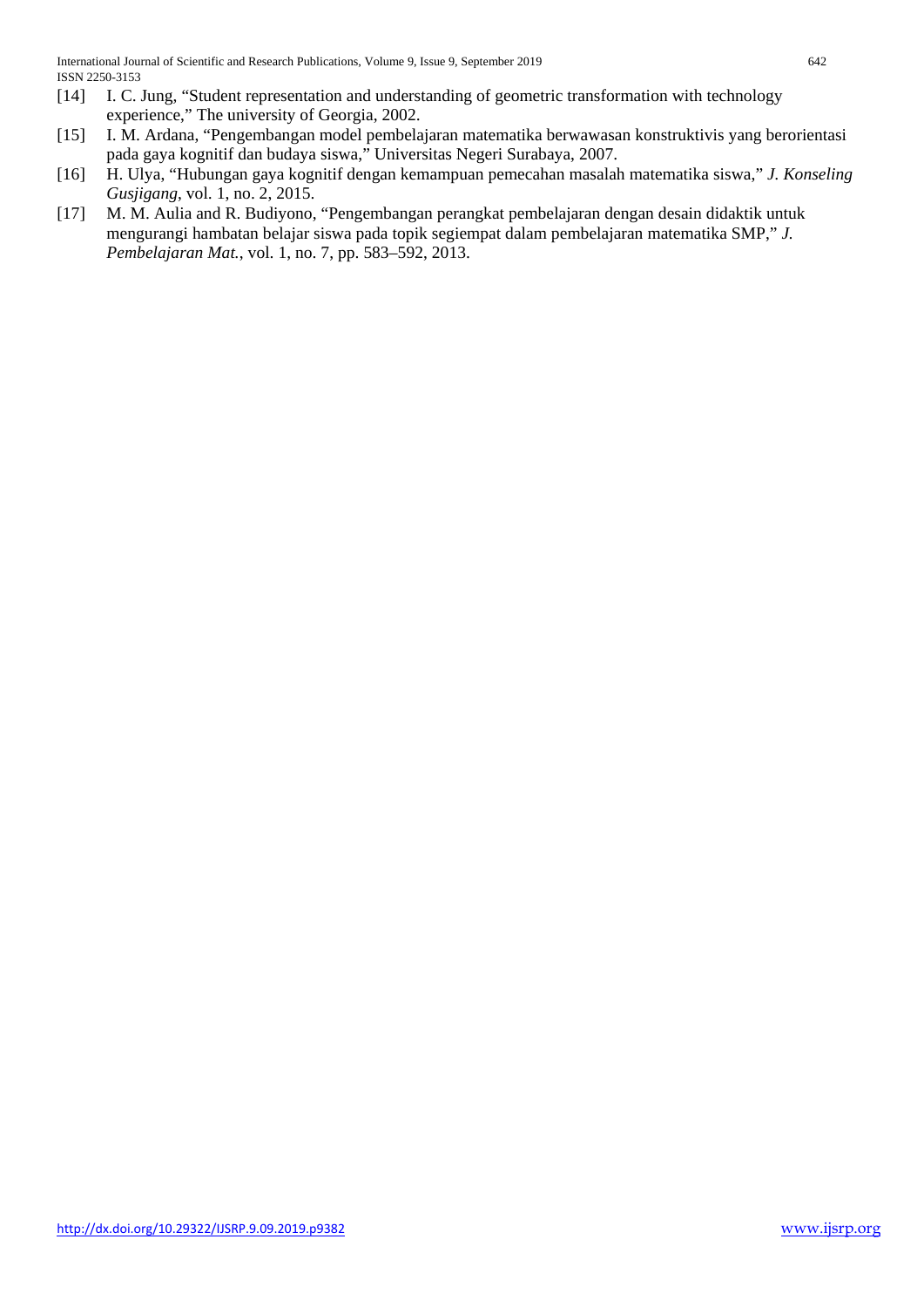[14] I. C. Jung, "Student representation and understanding of geometric transformation with technology experience," The university of Georgia, 2002.

[15] I. M. Ardana, "Pengembangan model pembelajaran matematika berwawasan konstruktivis yang berorientasi pada gaya kognitif dan budaya siswa," Universitas Negeri Surabaya, 2007.

[16] H. Ulya, "Hubungan gaya kognitif dengan kemampuan pemecahan masalah matematika siswa," *J. Konseling Gusjigang*, vol. 1, no. 2, 2015.

[17] M. M. Aulia and R. Budiyono, "Pengembangan perangkat pembelajaran dengan desain didaktik untuk mengurangi hambatan belajar siswa pada topik segiempat dalam pembelajaran matematika SMP," *J. Pembelajaran Mat.*, vol. 1, no. 7, pp. 583–592, 2013.